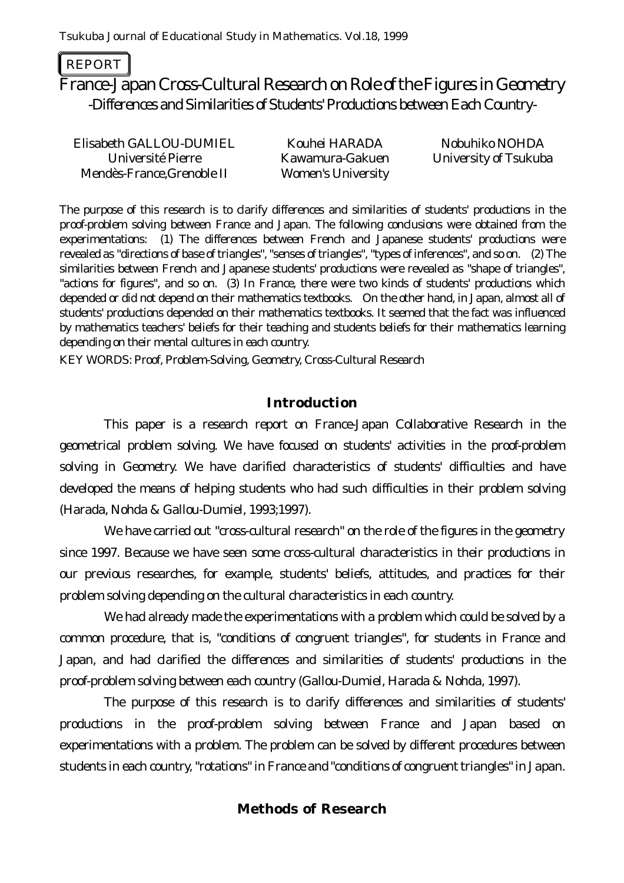REPORT

# France-Japan Cross-Cultural Research on Role of the Figures in Geometry

## -Differences and Similarities of Students' Productions between Each Country-

| Elisabeth GALLOU-DUMIEL | Kouhei HARADA | Nobuhiko NOHDA |
|---|---|---|
| Université Pierre Mendès-France,Grenoble II | Kawamura-Gakuen Women's University | University of Tsukuba |

The purpose of this research is to clarify differences and similarities of students' productions in the proof-problem solving between France and Japan. The following conclusions were obtained from the experimentations: (1) The differences between French and Japanese students' productions were revealed as "directions of base of triangles", "senses of triangles", "types of inferences", and so on. (2) The similarities between French and Japanese students' productions were revealed as "shape of triangles", "actions for figures", and so on. (3) In France, there were two kinds of students' productions which depended or did not depend on their mathematics textbooks. On the other hand, in Japan, almost all of students' productions depended on their mathematics textbooks. It seemed that the fact was influenced by mathematics teachers' beliefs for their teaching and students beliefs for their mathematics learning depending on their mental cultures in each country.

KEY WORDS: Proof, Problem-Solving, Geometry, Cross-Cultural Research

## Introduction

This paper is a research report on France-Japan Collaborative Research in the geometrical problem solving. We have focused on students' activities in the proof-problem solving in Geometry. We have clarified characteristics of students' difficulties and have developed the means of helping students who had such difficulties in their problem solving (Harada, Nohda & Gallou-Dumiel, 1993;1997).

We have carried out "cross-cultural research" on the role of the figures in the geometry since 1997. Because we have seen some cross-cultural characteristics in their productions in our previous researches, for example, students' beliefs, attitudes, and practices for their problem solving depending on the cultural characteristics in each country.

We had already made the experimentations with a problem which could be solved by a common procedure, that is, "conditions of congruent triangles", for students in France and Japan, and had clarified the differences and similarities of students' productions in the proof-problem solving between each country (Gallou-Dumiel, Harada & Nohda, 1997).

The purpose of this research is to clarify differences and similarities of students' productions in the proof-problem solving between France and Japan based on experimentations with a problem. The problem can be solved by different procedures between students in each country, "rotations" in France and "conditions of congruent triangles" in Japan.

## Methods of Research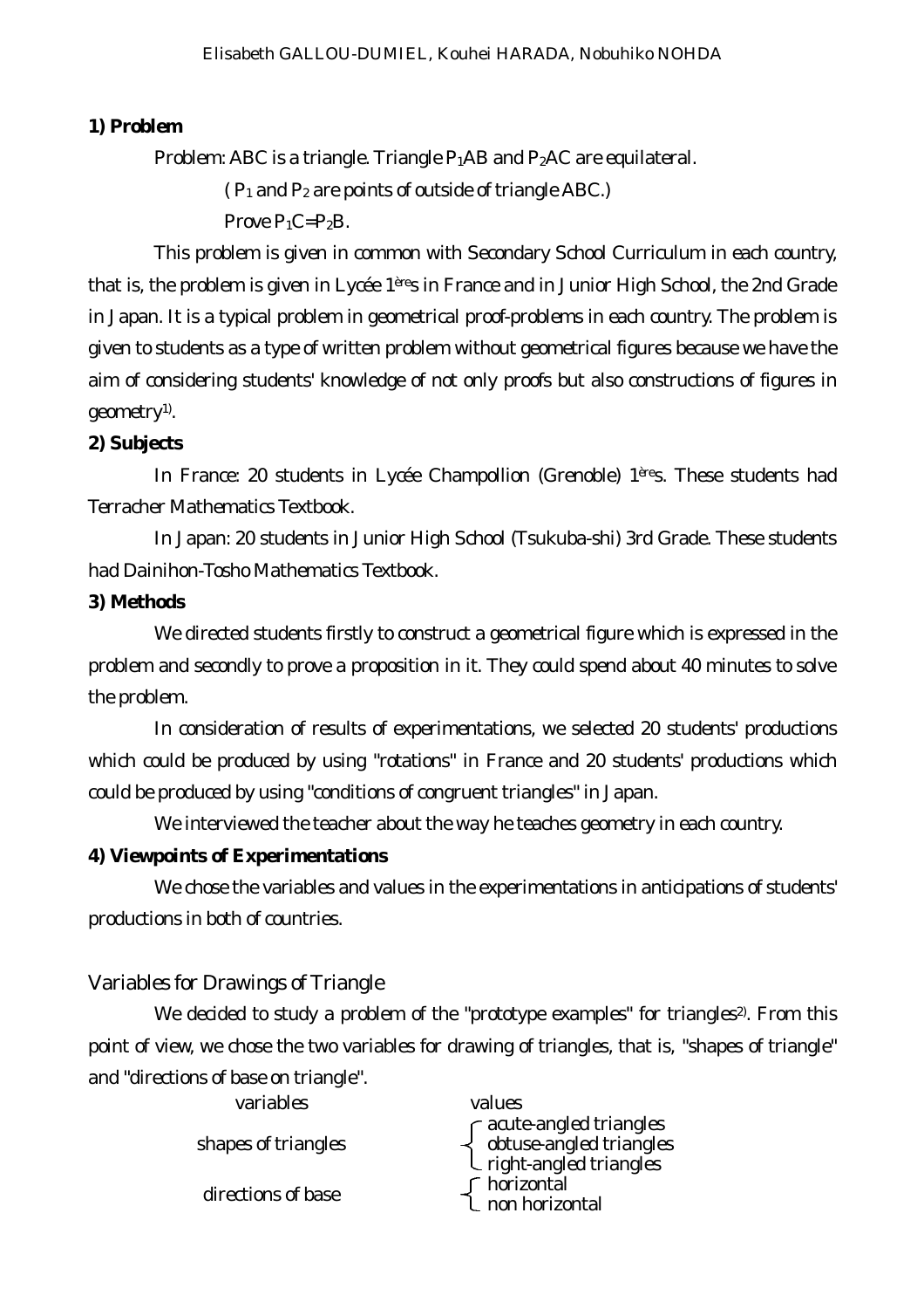### 1) Problem

Problem: ABC is a triangle. Triangle $P_1AB$ and $P_2AC$ are equilateral.

( $P_1$ and $P_2$ are points of outside of triangle ABC.)

Prove $P_1C=P_2B$.

This problem is given in common with Secondary School Curriculum in each country, that is, the problem is given in Lycée 1ères in France and in Junior High School, the 2nd Grade in Japan. It is a typical problem in geometrical proof-problems in each country. The problem is given to students as a type of written problem without geometrical figures because we have the aim of considering students' knowledge of not only proofs but also constructions of figures in geometry[1].

### 2) Subjects

In France: 20 students in Lycée Champollion (Grenoble) 1ères. These students had Terracher Mathematics Textbook.

In Japan: 20 students in Junior High School (Tsukuba-shi) 3rd Grade. These students had Dainihon-Tosho Mathematics Textbook.

### 3) Methods

We directed students firstly to construct a geometrical figure which is expressed in the problem and secondly to prove a proposition in it. They could spend about 40 minutes to solve the problem.

In consideration of results of experimentations, we selected 20 students' productions which could be produced by using "rotations" in France and 20 students' productions which could be produced by using "conditions of congruent triangles" in Japan.

We interviewed the teacher about the way he teaches geometry in each country.

### 4) Viewpoints of Experimentations

We chose the variables and values in the experimentations in anticipations of students' productions in both of countries.

#### Variables for Drawings of Triangle

We decided to study a problem of the "prototype examples" for triangles[2]. From this point of view, we chose the two variables for drawing of triangles, that is, "shapes of triangle" and "directions of base on triangle".

| variables | values |
|---|---|
| shapes of triangles | acute-angled triangles<br>obtuse-angled triangles<br>right-angled triangles |
| directions of base | horizontal<br>non horizontal |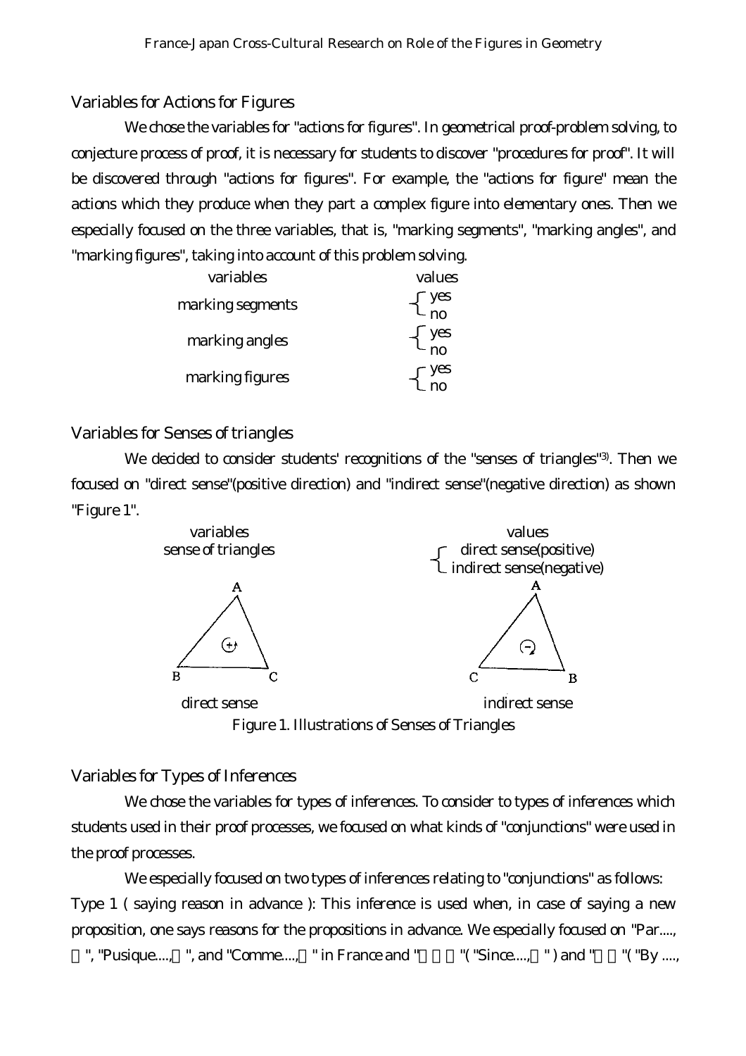### Variables for Actions for Figures

We chose the variables for "actions for figures". In geometrical proof-problem solving, to conjecture process of proof, it is necessary for students to discover "procedures for proof". It will be discovered through "actions for figures". For example, the "actions for figure" mean the actions which they produce when they part a complex figure into elementary ones. Then we especially focused on the three variables, that is, "marking segments", "marking angles", and "marking figures", taking into account of this problem solving.

| variables | values |
|---|---|
| marking segments | yes / no |
| marking angles | yes / no |
| marking figures | yes / no |

### Variables for Senses of triangles

We decided to consider students' recognitions of the "senses of triangles"[3]. Then we focused on "direct sense"(positive direction) and "indirect sense"(negative direction) as shown "Figure 1".

| variables | values |
|---|---|
| sense of triangles | direct sense(positive) / indirect sense(negative) |

direct sense    indirect sense

Figure 1. Illustrations of Senses of Triangles

### Variables for Types of Inferences

We chose the variables for types of inferences. To consider to types of inferences which students used in their proof processes, we focused on what kinds of "conjunctions" were used in the proof processes.

We especially focused on two types of inferences relating to "conjunctions" as follows:

Type 1 ( saying reason in advance ): This inference is used when, in case of saying a new proposition, one says reasons for the propositions in advance. We especially focused on "Par...., ", "Pusique...., ", and "Comme...., " in France and " "( "Since...., " ) and " "( "By ....,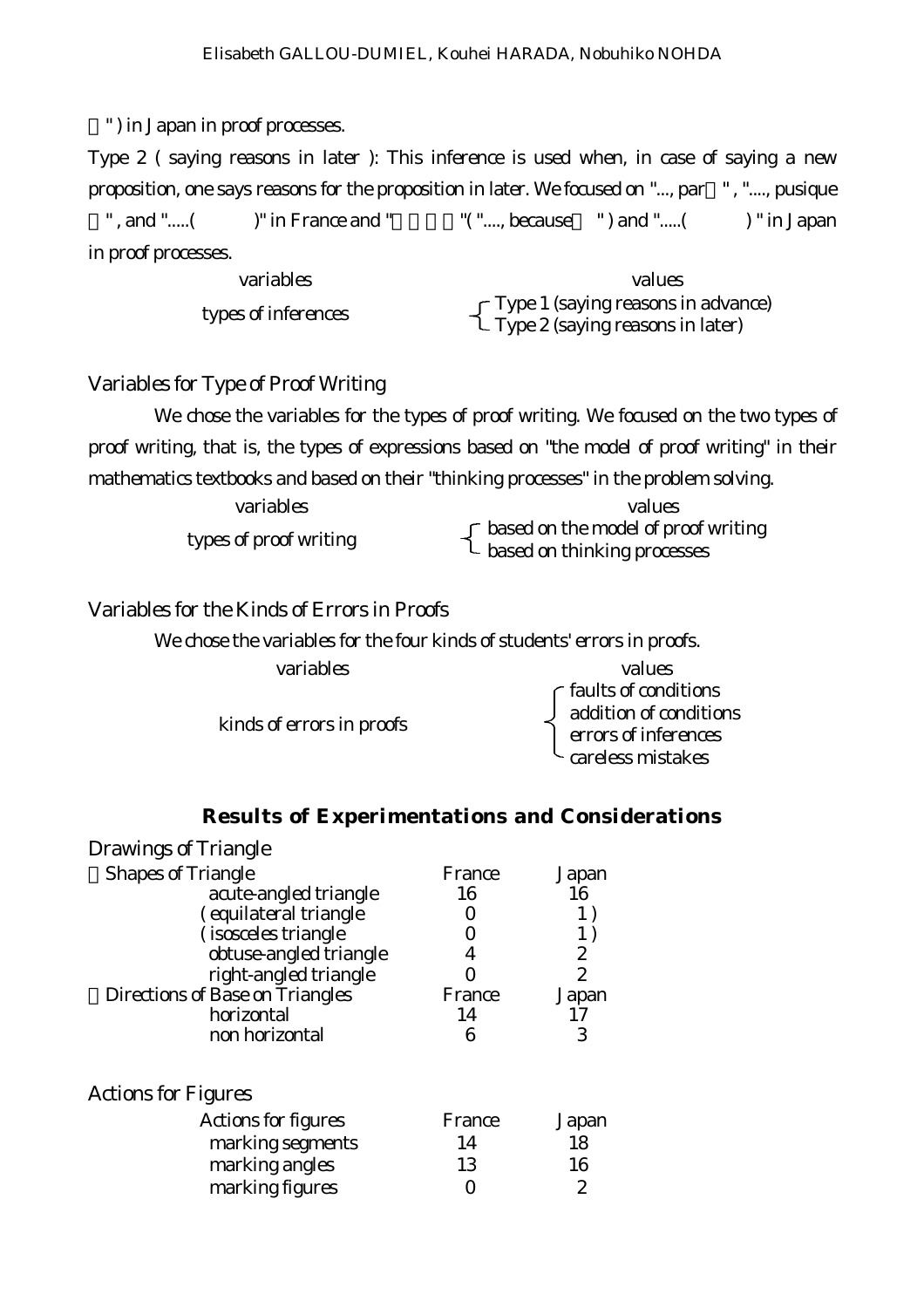" ) in Japan in proof processes.

Type 2 ( saying reasons in later ): This inference is used when, in case of saying a new proposition, one says reasons for the proposition in later. We focused on "..., par " , "...., pusique " , and ".....( )" in France and " "( "...., because " ) and ".....( ) " in Japan in proof processes.

| variables | values |
|---|---|
| types of inferences | Type 1 (saying reasons in advance)<br>Type 2 (saying reasons in later) |

### Variables for Type of Proof Writing

We chose the variables for the types of proof writing. We focused on the two types of proof writing, that is, the types of expressions based on "the model of proof writing" in their mathematics textbooks and based on their "thinking processes" in the problem solving.

| variables | values |
|---|---|
| types of proof writing | based on the model of proof writing<br>based on thinking processes |

### Variables for the Kinds of Errors in Proofs

We chose the variables for the four kinds of students' errors in proofs.

| variables | values |
|---|---|
| kinds of errors in proofs | faults of conditions<br>addition of conditions<br>errors of inferences<br>careless mistakes |

## Results of Experimentations and Considerations

### Drawings of Triangle

| Shapes of Triangle | France | Japan |
|---|---|---|
| acute-angled triangle | 16 | 16 |
| ( equilateral triangle | 0 | 1 ) |
| ( isosceles triangle | 0 | 1 ) |
| obtuse-angled triangle | 4 | 2 |
| right-angled triangle | 0 | 2 |

| Directions of Base on Triangles | France | Japan |
|---|---|---|
| horizontal | 14 | 17 |
| non horizontal | 6 | 3 |

### Actions for Figures

| Actions for figures | France | Japan |
|---|---|---|
| marking segments | 14 | 18 |
| marking angles | 13 | 16 |
| marking figures | 0 | 2 |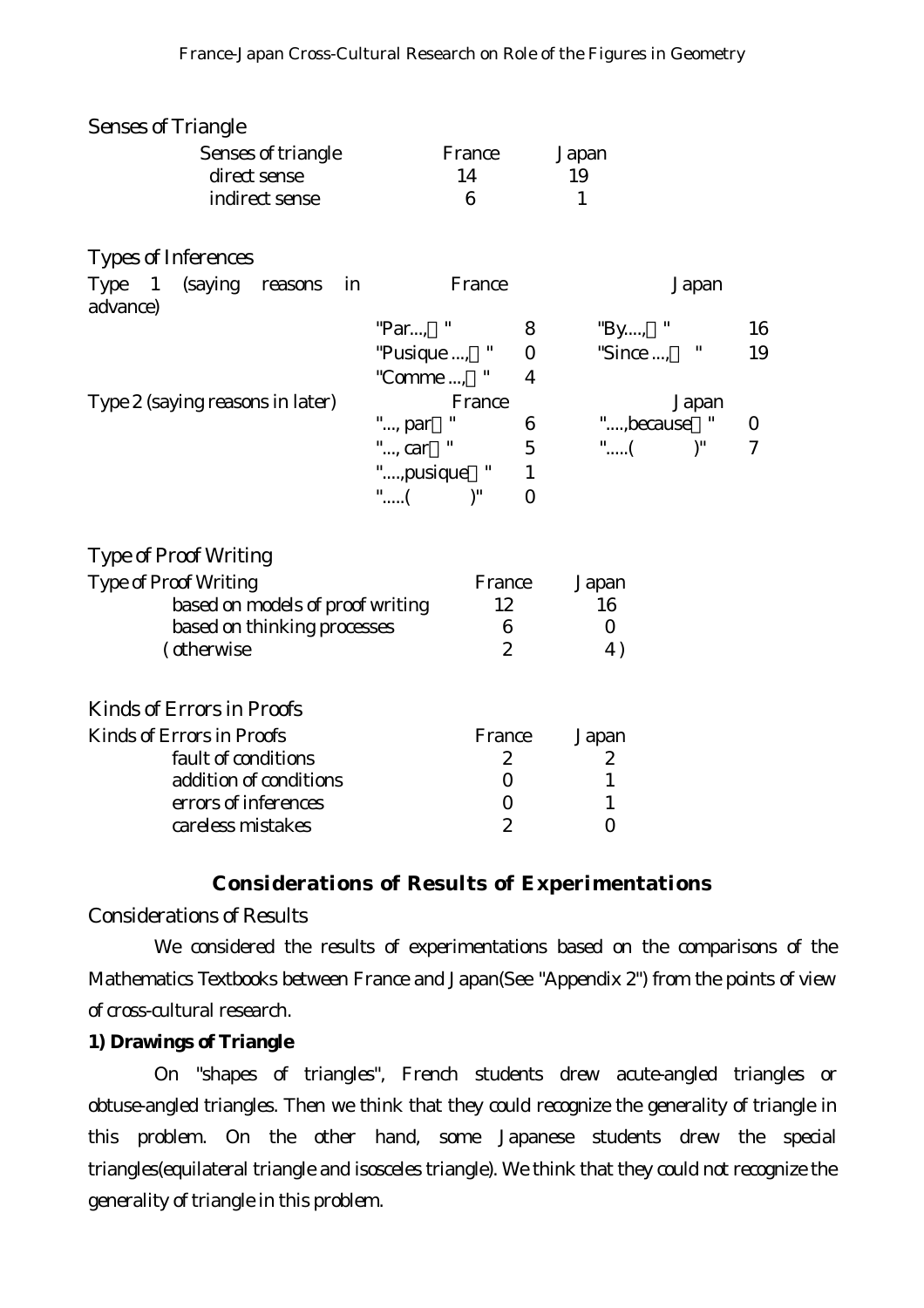### Senses of Triangle

| Senses of triangle | France | Japan |
|---|---|---|
| direct sense | 14 | 19 |
| indirect sense | 6 | 1 |

### Types of Inferences

| Type 1 (saying reasons in advance) | France | | Japan | |
|---|---|---|---|---|
| | "Par..., " | 8 | "By...., " | 16 |
| | "Pusique ..., " | 0 | "Since ..., " | 19 |
| | "Comme ..., " | 4 | | |
| **Type 2 (saying reasons in later)** | **France** | | **Japan** | |
| | "..., par " | 6 | "....,because " | 0 |
| | "..., car " | 5 | ".....( )" | 7 |
| | "....,pusique " | 1 | | |
| | ".....( )" | 0 | | |

### Type of Proof Writing

| Type of Proof Writing | France | Japan |
|---|---|---|
| based on models of proof writing | 12 | 16 |
| based on thinking processes | 6 | 0 |
| ( otherwise | 2 | 4 ) |

### Kinds of Errors in Proofs

| Kinds of Errors in Proofs | France | Japan |
|---|---|---|
| fault of conditions | 2 | 2 |
| addition of conditions | 0 | 1 |
| errors of inferences | 0 | 1 |
| careless mistakes | 2 | 0 |

## Considerations of Results of Experimentations

### Considerations of Results

We considered the results of experimentations based on the comparisons of the Mathematics Textbooks between France and Japan(See "Appendix 2") from the points of view of cross-cultural research.

**1) Drawings of Triangle**

On "shapes of triangles", French students drew acute-angled triangles or obtuse-angled triangles. Then we think that they could recognize the generality of triangle in this problem. On the other hand, some Japanese students drew the special triangles(equilateral triangle and isosceles triangle). We think that they could not recognize the generality of triangle in this problem.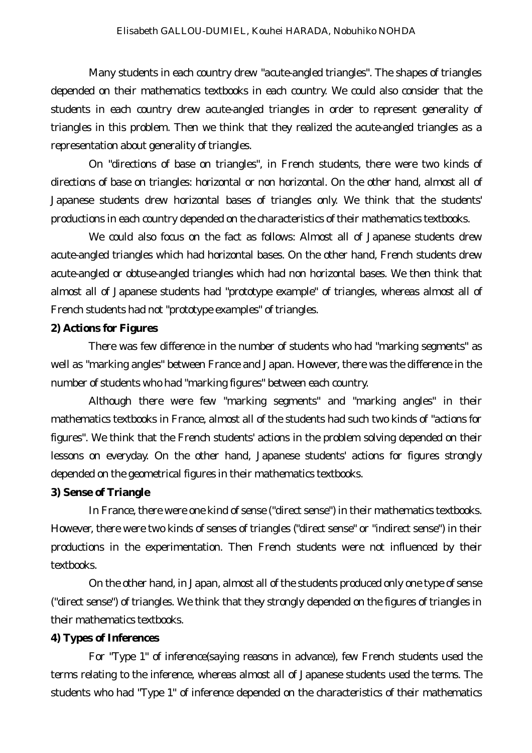Many students in each country drew "acute-angled triangles". The shapes of triangles depended on their mathematics textbooks in each country. We could also consider that the students in each country drew acute-angled triangles in order to represent generality of triangles in this problem. Then we think that they realized the acute-angled triangles as a representation about generality of triangles.

On "directions of base on triangles", in French students, there were two kinds of directions of base on triangles: horizontal or non horizontal. On the other hand, almost all of Japanese students drew horizontal bases of triangles only. We think that the students' productions in each country depended on the characteristics of their mathematics textbooks.

We could also focus on the fact as follows: Almost all of Japanese students drew acute-angled triangles which had horizontal bases. On the other hand, French students drew acute-angled or obtuse-angled triangles which had non horizontal bases. We then think that almost all of Japanese students had "prototype example" of triangles, whereas almost all of French students had not "prototype examples" of triangles.

**2) Actions for Figures**

There was few difference in the number of students who had "marking segments" as well as "marking angles" between France and Japan. However, there was the difference in the number of students who had "marking figures" between each country.

Although there were few "marking segments" and "marking angles" in their mathematics textbooks in France, almost all of the students had such two kinds of "actions for figures". We think that the French students' actions in the problem solving depended on their lessons on everyday. On the other hand, Japanese students' actions for figures strongly depended on the geometrical figures in their mathematics textbooks.

**3) Sense of Triangle**

In France, there were one kind of sense ("direct sense") in their mathematics textbooks. However, there were two kinds of senses of triangles ("direct sense" or "indirect sense") in their productions in the experimentation. Then French students were not influenced by their textbooks.

On the other hand, in Japan, almost all of the students produced only one type of sense ("direct sense") of triangles. We think that they strongly depended on the figures of triangles in their mathematics textbooks.

**4) Types of Inferences**

For "Type 1" of inference(saying reasons in advance), few French students used the terms relating to the inference, whereas almost all of Japanese students used the terms. The students who had "Type 1" of inference depended on the characteristics of their mathematics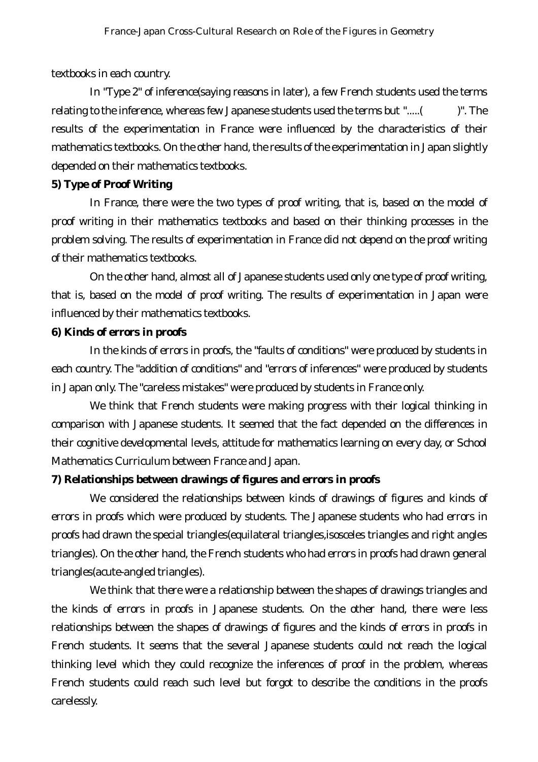textbooks in each country.

In "Type 2" of inference(saying reasons in later), a few French students used the terms relating to the inference, whereas few Japanese students used the terms but ".....(          )". The results of the experimentation in France were influenced by the characteristics of their mathematics textbooks. On the other hand, the results of the experimentation in Japan slightly depended on their mathematics textbooks.

**5) Type of Proof Writing**

In France, there were the two types of proof writing, that is, based on the model of proof writing in their mathematics textbooks and based on their thinking processes in the problem solving. The results of experimentation in France did not depend on the proof writing of their mathematics textbooks.

On the other hand, almost all of Japanese students used only one type of proof writing, that is, based on the model of proof writing. The results of experimentation in Japan were influenced by their mathematics textbooks.

**6) Kinds of errors in proofs**

In the kinds of errors in proofs, the "faults of conditions" were produced by students in each country. The "addition of conditions" and "errors of inferences" were produced by students in Japan only. The "careless mistakes" were produced by students in France only.

We think that French students were making progress with their logical thinking in comparison with Japanese students. It seemed that the fact depended on the differences in their cognitive developmental levels, attitude for mathematics learning on every day, or School Mathematics Curriculum between France and Japan.

**7) Relationships between drawings of figures and errors in proofs**

We considered the relationships between kinds of drawings of figures and kinds of errors in proofs which were produced by students. The Japanese students who had errors in proofs had drawn the special triangles(equilateral triangles,isosceles triangles and right angles triangles). On the other hand, the French students who had errors in proofs had drawn general triangles(acute-angled triangles).

We think that there were a relationship between the shapes of drawings triangles and the kinds of errors in proofs in Japanese students. On the other hand, there were less relationships between the shapes of drawings of figures and the kinds of errors in proofs in French students. It seems that the several Japanese students could not reach the logical thinking level which they could recognize the inferences of proof in the problem, whereas French students could reach such level but forgot to describe the conditions in the proofs carelessly.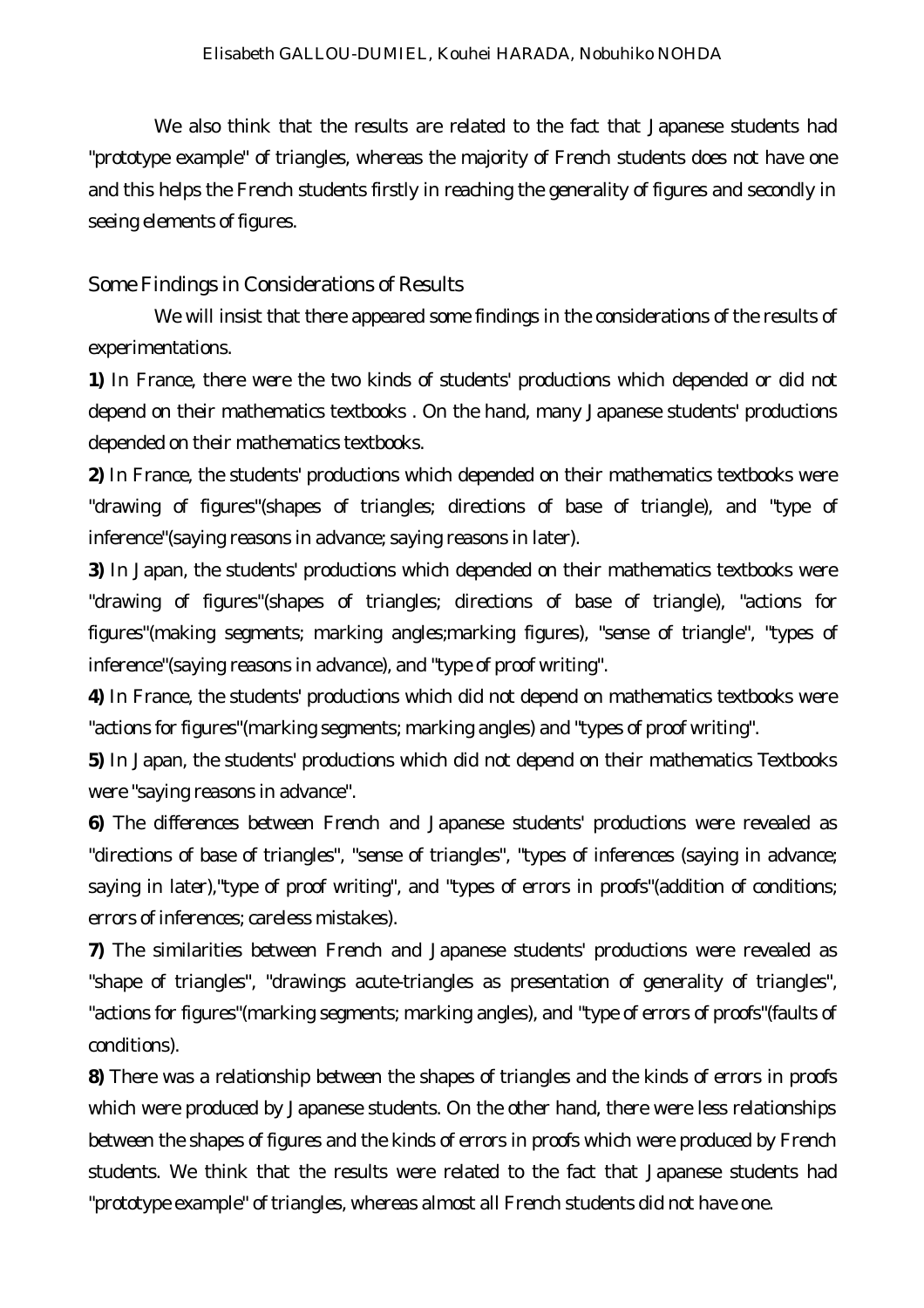We also think that the results are related to the fact that Japanese students had "prototype example" of triangles, whereas the majority of French students does not have one and this helps the French students firstly in reaching the generality of figures and secondly in seeing elements of figures.

## Some Findings in Considerations of Results

We will insist that there appeared some findings in the considerations of the results of experimentations.

**1)** In France, there were the two kinds of students' productions which depended or did not depend on their mathematics textbooks . On the hand, many Japanese students' productions depended on their mathematics textbooks.

**2)** In France, the students' productions which depended on their mathematics textbooks were "drawing of figures"(shapes of triangles; directions of base of triangle), and "type of inference"(saying reasons in advance; saying reasons in later).

**3)** In Japan, the students' productions which depended on their mathematics textbooks were "drawing of figures"(shapes of triangles; directions of base of triangle), "actions for figures"(making segments; marking angles;marking figures), "sense of triangle", "types of inference"(saying reasons in advance), and "type of proof writing".

**4)** In France, the students' productions which did not depend on mathematics textbooks were "actions for figures"(marking segments; marking angles) and "types of proof writing".

**5)** In Japan, the students' productions which did not depend on their mathematics Textbooks were "saying reasons in advance".

**6)** The differences between French and Japanese students' productions were revealed as "directions of base of triangles", "sense of triangles", "types of inferences (saying in advance; saying in later),"type of proof writing", and "types of errors in proofs"(addition of conditions; errors of inferences; careless mistakes).

**7)** The similarities between French and Japanese students' productions were revealed as "shape of triangles", "drawings acute-triangles as presentation of generality of triangles", "actions for figures"(marking segments; marking angles), and "type of errors of proofs"(faults of conditions).

**8)** There was a relationship between the shapes of triangles and the kinds of errors in proofs which were produced by Japanese students. On the other hand, there were less relationships between the shapes of figures and the kinds of errors in proofs which were produced by French students. We think that the results were related to the fact that Japanese students had "prototype example" of triangles, whereas almost all French students did not have one.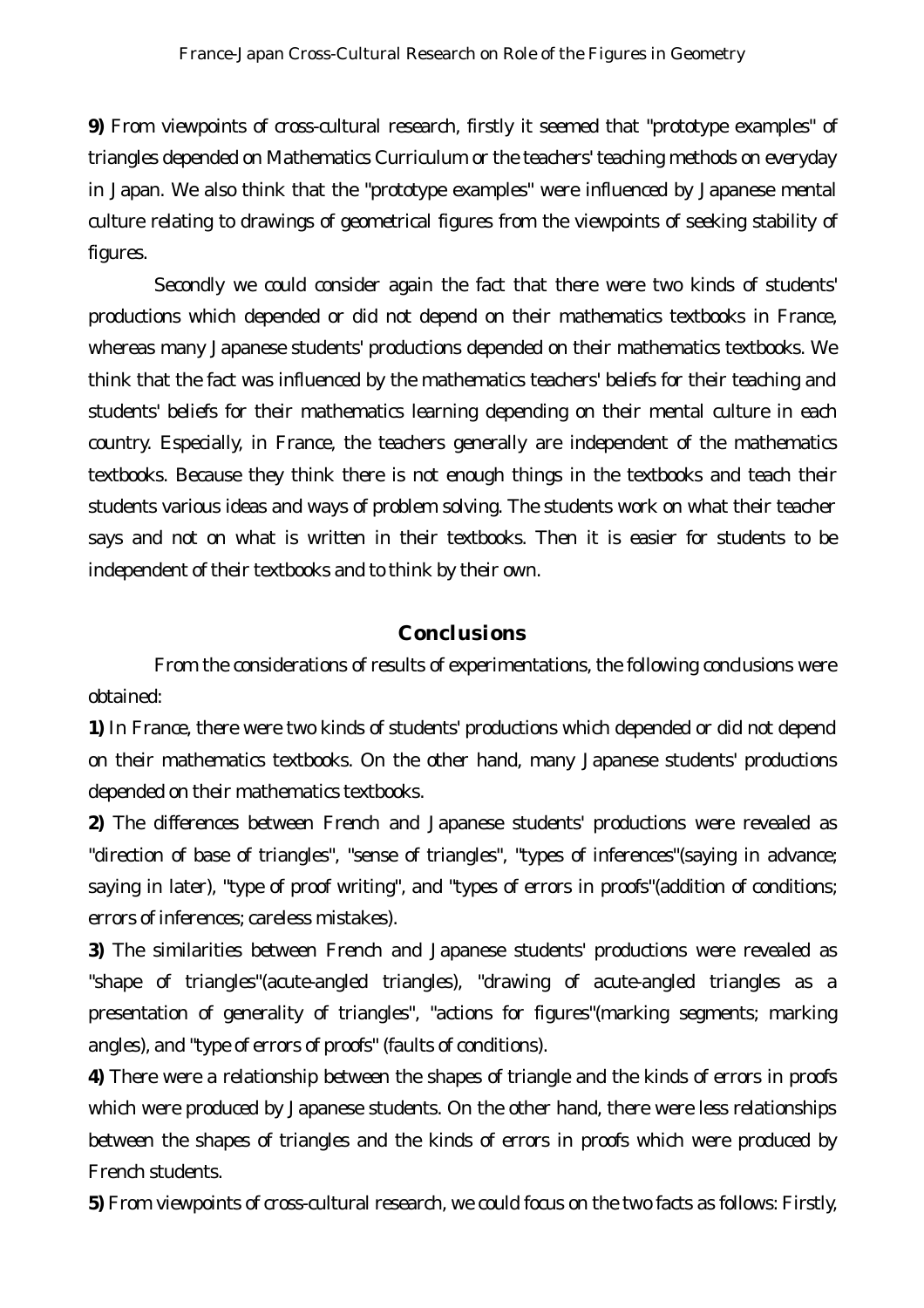**9)** From viewpoints of cross-cultural research, firstly it seemed that "prototype examples" of triangles depended on Mathematics Curriculum or the teachers' teaching methods on everyday in Japan. We also think that the "prototype examples" were influenced by Japanese mental culture relating to drawings of geometrical figures from the viewpoints of seeking stability of figures.

Secondly we could consider again the fact that there were two kinds of students' productions which depended or did not depend on their mathematics textbooks in France, whereas many Japanese students' productions depended on their mathematics textbooks. We think that the fact was influenced by the mathematics teachers' beliefs for their teaching and students' beliefs for their mathematics learning depending on their mental culture in each country. Especially, in France, the teachers generally are independent of the mathematics textbooks. Because they think there is not enough things in the textbooks and teach their students various ideas and ways of problem solving. The students work on what their teacher says and not on what is written in their textbooks. Then it is easier for students to be independent of their textbooks and to think by their own.

## Conclusions

From the considerations of results of experimentations, the following conclusions were obtained:

**1)** In France, there were two kinds of students' productions which depended or did not depend on their mathematics textbooks. On the other hand, many Japanese students' productions depended on their mathematics textbooks.

**2)** The differences between French and Japanese students' productions were revealed as "direction of base of triangles", "sense of triangles", "types of inferences"(saying in advance; saying in later), "type of proof writing", and "types of errors in proofs"(addition of conditions; errors of inferences; careless mistakes).

**3)** The similarities between French and Japanese students' productions were revealed as "shape of triangles"(acute-angled triangles), "drawing of acute-angled triangles as a presentation of generality of triangles", "actions for figures"(marking segments; marking angles), and "type of errors of proofs" (faults of conditions).

**4)** There were a relationship between the shapes of triangle and the kinds of errors in proofs which were produced by Japanese students. On the other hand, there were less relationships between the shapes of triangles and the kinds of errors in proofs which were produced by French students.

**5)** From viewpoints of cross-cultural research, we could focus on the two facts as follows: Firstly,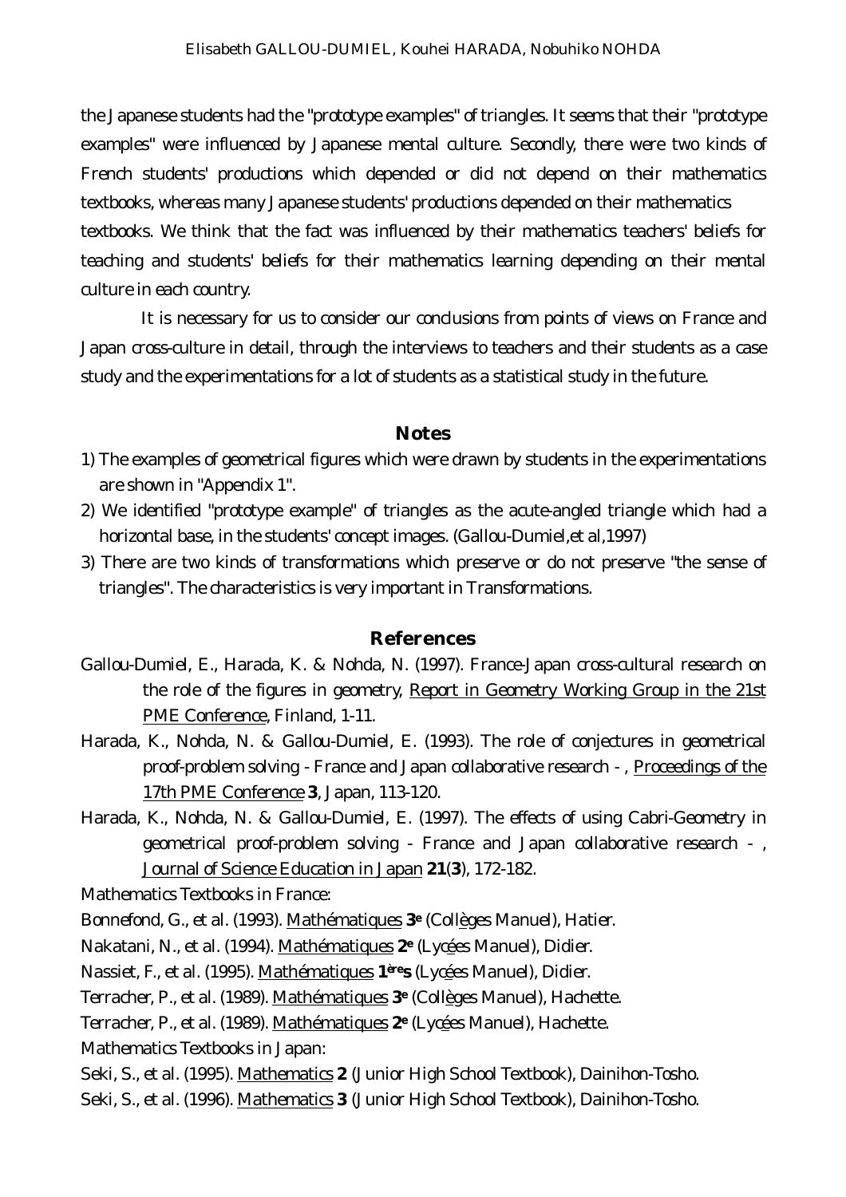the Japanese students had the "prototype examples" of triangles. It seems that their "prototype examples" were influenced by Japanese mental culture. Secondly, there were two kinds of French students' productions which depended or did not depend on their mathematics textbooks, whereas many Japanese students' productions depended on their mathematics textbooks. We think that the fact was influenced by their mathematics teachers' beliefs for teaching and students' beliefs for their mathematics learning depending on their mental culture in each country.

It is necessary for us to consider our conclusions from points of views on France and Japan cross-culture in detail, through the interviews to teachers and their students as a case study and the experimentations for a lot of students as a statistical study in the future.

## Notes

1) The examples of geometrical figures which were drawn by students in the experimentations are shown in "Appendix 1".
2) We identified "prototype example" of triangles as the acute-angled triangle which had a horizontal base, in the students' concept images. (Gallou-Dumiel,et al,1997)
3) There are two kinds of transformations which preserve or do not preserve "the sense of triangles". The characteristics is very important in Transformations.

## References

Gallou-Dumiel, E., Harada, K. & Nohda, N. (1997). France-Japan cross-cultural research on the role of the figures in geometry, Report in Geometry Working Group in the 21st PME Conference, Finland, 1-11.

Harada, K., Nohda, N. & Gallou-Dumiel, E. (1993). The role of conjectures in geometrical proof-problem solving - France and Japan collaborative research - , Proceedings of the 17th PME Conference **3**, Japan, 113-120.

Harada, K., Nohda, N. & Gallou-Dumiel, E. (1997). The effects of using Cabri-Geometry in geometrical proof-problem solving - France and Japan collaborative research - , Journal of Science Education in Japan **21**(**3**), 172-182.

Mathematics Textbooks in France:

Bonnefond, G., et al. (1993). Mathématiques **3e** (Collèges Manuel), Hatier.

Nakatani, N., et al. (1994). Mathématiques **2e** (Lycées Manuel), Didier.

Nassiet, F., et al. (1995). Mathématiques **1ère S** (Lycées Manuel), Didier.

Terracher, P., et al. (1989). Mathématiques **3e** (Collèges Manuel), Hachette.

Terracher, P., et al. (1989). Mathématiques **2e** (Lycées Manuel), Hachette.

Mathematics Textbooks in Japan:

Seki, S., et al. (1995). Mathematics **2** (Junior High School Textbook), Dainihon-Tosho.

Seki, S., et al. (1996). Mathematics **3** (Junior High School Textbook), Dainihon-Tosho.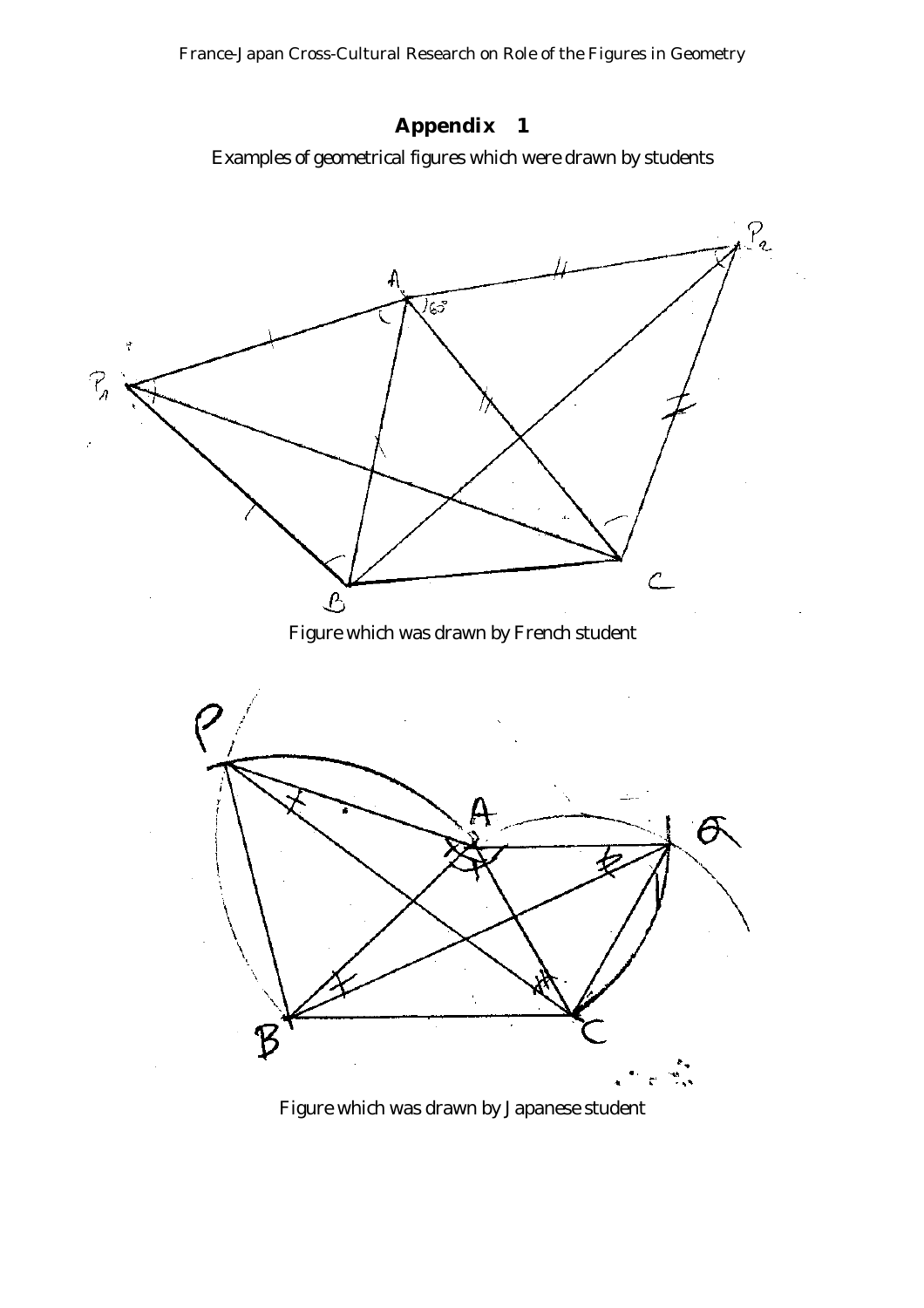# Appendix 1

Examples of geometrical figures which were drawn by students

Figure which was drawn by French student

Figure which was drawn by Japanese student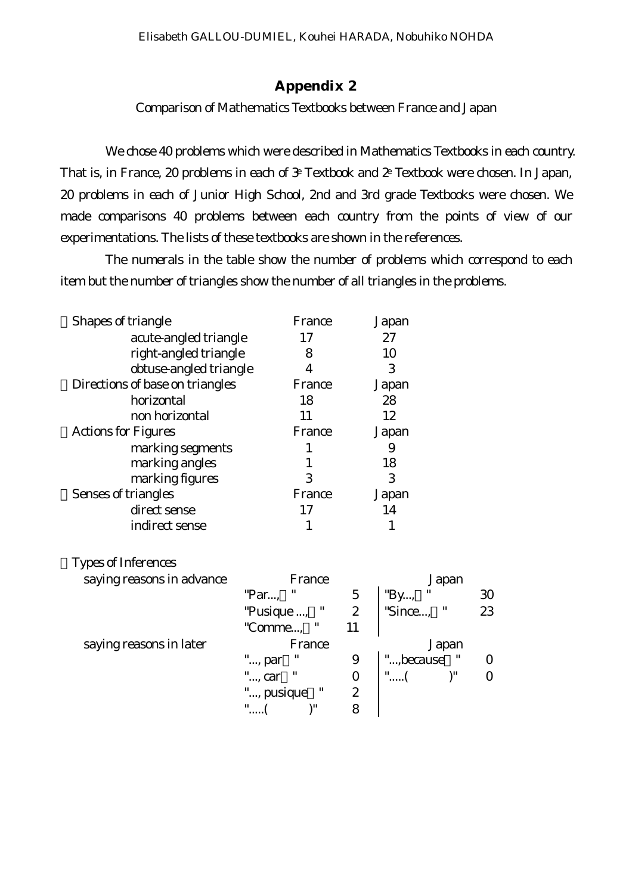# Appendix 2

Comparison of Mathematics Textbooks between France and Japan

We chose 40 problems which were described in Mathematics Textbooks in each country. That is, in France, 20 problems in each of 3e Textbook and 2e Textbook were chosen. In Japan, 20 problems in each of Junior High School, 2nd and 3rd grade Textbooks were chosen. We made comparisons 40 problems between each country from the points of view of our experimentations. The lists of these textbooks are shown in the references.

The numerals in the table show the number of problems which correspond to each item but the number of triangles show the number of all triangles in the problems.

| Shapes of triangle | France | Japan |
|---|---|---|
| acute-angled triangle | 17 | 27 |
| right-angled triangle | 8 | 10 |
| obtuse-angled triangle | 4 | 3 |
| **Directions of base on triangles** | **France** | **Japan** |
| horizontal | 18 | 28 |
| non horizontal | 11 | 12 |
| **Actions for Figures** | **France** | **Japan** |
| marking segments | 1 | 9 |
| marking angles | 1 | 18 |
| marking figures | 3 | 3 |
| **Senses of triangles** | **France** | **Japan** |
| direct sense | 17 | 14 |
| indirect sense | 1 | 1 |

Types of Inferences

| | France | | Japan | |
|---|---|---|---|---|
| saying reasons in advance | "Par...," | 5 | "By...," | 30 |
| | "Pusique ...," | 2 | "Since...," | 23 |
| | "Comme...," | 11 | | |
| saying reasons in later | "..., par" | 9 | "...,because" | 0 |
| | "..., car" | 0 | ".....( )" | 0 |
| | "..., pusique" | 2 | | |
| | ".....( )" | 8 | | |